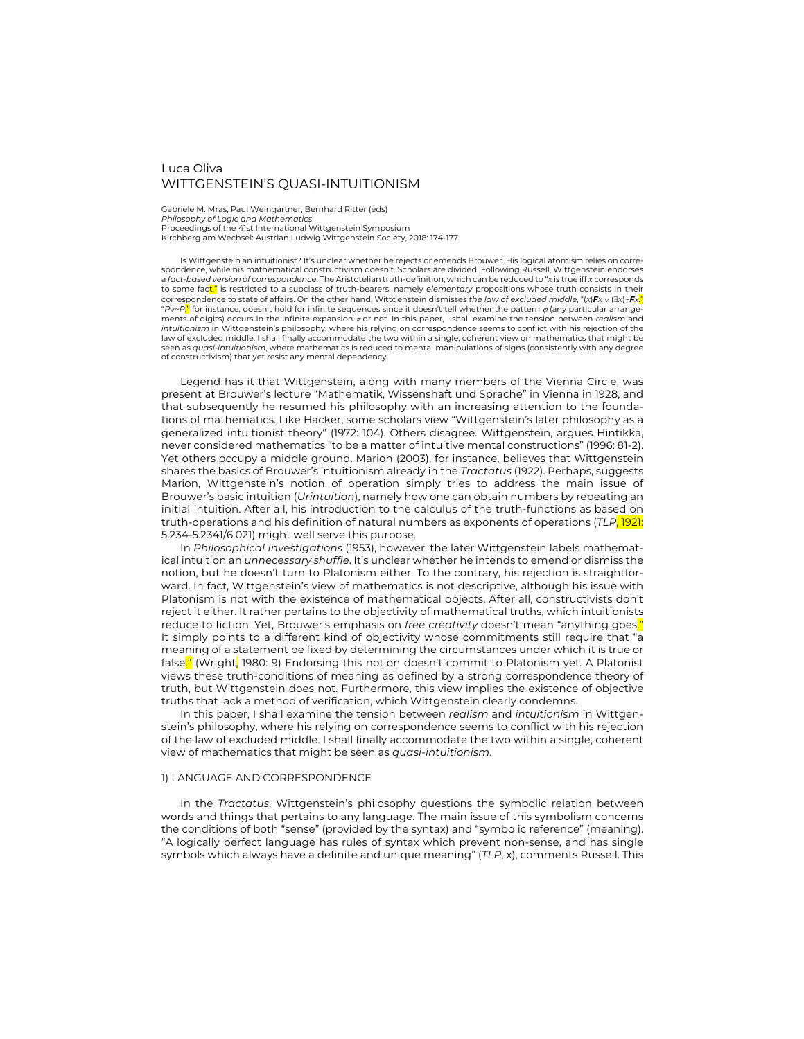Luca Oliva

# WITTGENSTEIN'S QUASI-INTUITIONISM

Gabriele M. Mras, Paul Weingartner, Bernhard Ritter (eds)
*Philosophy of Logic and Mathematics*
Proceedings of the 41st International Wittgenstein Symposium
Kirchberg am Wechsel: Austrian Ludwig Wittgenstein Society, 2018: 174-177

Is Wittgenstein an intuitionist? It's unclear whether he rejects or emends Brouwer. His logical atomism relies on correspondence, while his mathematical constructivism doesn't. Scholars are divided. Following Russell, Wittgenstein endorses a *fact-based version of correspondence*. The Aristotelian truth-definition, which can be reduced to "*x* is true iff *x* corresponds to some fact," is restricted to a subclass of truth-bearers, namely *elementary* propositions whose truth consists in their correspondence to state of affairs. On the other hand, Wittgenstein dismisses *the law of excluded middle*, "$(x)\boldsymbol{F}x \vee (\exists x){\sim}\boldsymbol{F}x$," "$P \vee {\sim}P$," for instance, doesn't hold for infinite sequences since it doesn't tell whether the pattern $\varphi$ (any particular arrangements of digits) occurs in the infinite expansion $\pi$ or not. In this paper, I shall examine the tension between *realism* and *intuitionism* in Wittgenstein's philosophy, where his relying on correspondence seems to conflict with his rejection of the law of excluded middle. I shall finally accommodate the two within a single, coherent view on mathematics that might be seen as *quasi-intuitionism*, where mathematics is reduced to mental manipulations of signs (consistently with any degree of constructivism) that yet resist any mental dependency.

Legend has it that Wittgenstein, along with many members of the Vienna Circle, was present at Brouwer's lecture "Mathematik, Wissenshaft und Sprache" in Vienna in 1928, and that subsequently he resumed his philosophy with an increasing attention to the foundations of mathematics. Like Hacker, some scholars view "Wittgenstein's later philosophy as a generalized intuitionist theory" (1972: 104). Others disagree. Wittgenstein, argues Hintikka, never considered mathematics "to be a matter of intuitive mental constructions" (1996: 81-2). Yet others occupy a middle ground. Marion (2003), for instance, believes that Wittgenstein shares the basics of Brouwer's intuitionism already in the *Tractatus* (1922). Perhaps, suggests Marion, Wittgenstein's notion of operation simply tries to address the main issue of Brouwer's basic intuition (*Urintuition*), namely how one can obtain numbers by repeating an initial intuition. After all, his introduction to the calculus of the truth-functions as based on truth-operations and his definition of natural numbers as exponents of operations (*TLP*, 1921: 5.234-5.2341/6.021) might well serve this purpose.

In *Philosophical Investigations* (1953), however, the later Wittgenstein labels mathematical intuition an *unnecessary shuffle*. It's unclear whether he intends to emend or dismiss the notion, but he doesn't turn to Platonism either. To the contrary, his rejection is straightforward. In fact, Wittgenstein's view of mathematics is not descriptive, although his issue with Platonism is not with the existence of mathematical objects. After all, constructivists don't reject it either. It rather pertains to the objectivity of mathematical truths, which intuitionists reduce to fiction. Yet, Brouwer's emphasis on *free creativity* doesn't mean "anything goes." It simply points to a different kind of objectivity whose commitments still require that "a meaning of a statement be fixed by determining the circumstances under which it is true or false." (Wright, 1980: 9) Endorsing this notion doesn't commit to Platonism yet. A Platonist views these truth-conditions of meaning as defined by a strong correspondence theory of truth, but Wittgenstein does not. Furthermore, this view implies the existence of objective truths that lack a method of verification, which Wittgenstein clearly condemns.

In this paper, I shall examine the tension between *realism* and *intuitionism* in Wittgenstein's philosophy, where his relying on correspondence seems to conflict with his rejection of the law of excluded middle. I shall finally accommodate the two within a single, coherent view of mathematics that might be seen as *quasi-intuitionism*.

## 1) LANGUAGE AND CORRESPONDENCE

In the *Tractatus*, Wittgenstein's philosophy questions the symbolic relation between words and things that pertains to any language. The main issue of this symbolism concerns the conditions of both "sense" (provided by the syntax) and "symbolic reference" (meaning). "A logically perfect language has rules of syntax which prevent non-sense, and has single symbols which always have a definite and unique meaning" (*TLP*, x), comments Russell. This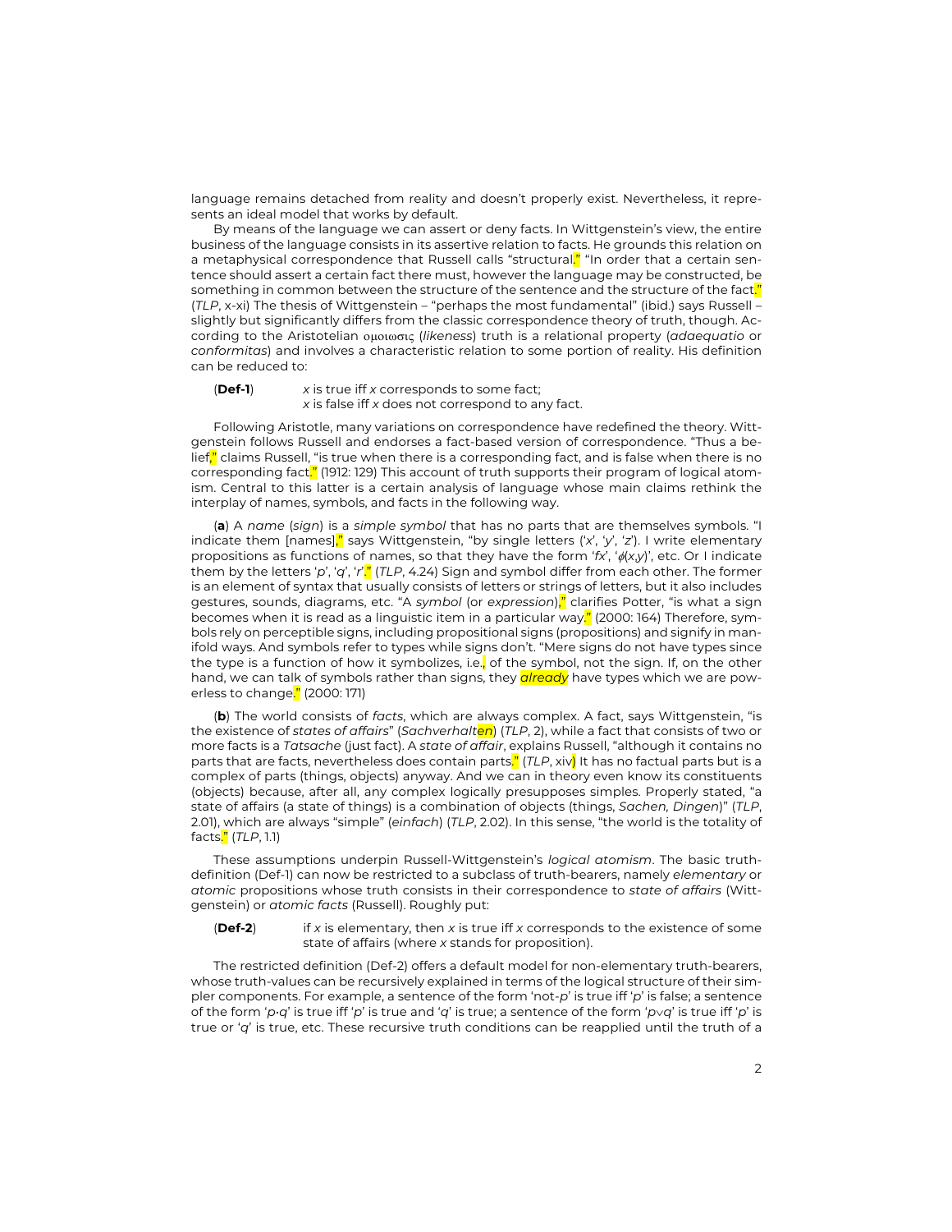language remains detached from reality and doesn't properly exist. Nevertheless, it represents an ideal model that works by default.

By means of the language we can assert or deny facts. In Wittgenstein's view, the entire business of the language consists in its assertive relation to facts. He grounds this relation on a metaphysical correspondence that Russell calls "structural." "In order that a certain sentence should assert a certain fact there must, however the language may be constructed, be something in common between the structure of the sentence and the structure of the fact." (*TLP*, x-xi) The thesis of Wittgenstein – "perhaps the most fundamental" (ibid.) says Russell – slightly but significantly differs from the classic correspondence theory of truth, though. According to the Aristotelian ομοιωσις (*likeness*) truth is a relational property (*adaequatio* or *conformitas*) and involves a characteristic relation to some portion of reality. His definition can be reduced to:

(**Def-1**) *x* is true iff *x* corresponds to some fact;
*x* is false iff *x* does not correspond to any fact.

Following Aristotle, many variations on correspondence have redefined the theory. Wittgenstein follows Russell and endorses a fact-based version of correspondence. "Thus a belief," claims Russell, "is true when there is a corresponding fact, and is false when there is no corresponding fact." (1912: 129) This account of truth supports their program of logical atomism. Central to this latter is a certain analysis of language whose main claims rethink the interplay of names, symbols, and facts in the following way.

(**a**) A *name* (*sign*) is a *simple symbol* that has no parts that are themselves symbols. "I indicate them [names]," says Wittgenstein, "by single letters ('*x*', '*y*', '*z*'). I write elementary propositions as functions of names, so that they have the form '*fx*', '$\phi(x,y)$', etc. Or I indicate them by the letters '*p*', '*q*', '*r*'." (*TLP*, 4.24) Sign and symbol differ from each other. The former is an element of syntax that usually consists of letters or strings of letters, but it also includes gestures, sounds, diagrams, etc. "A *symbol* (or *expression*)," clarifies Potter, "is what a sign becomes when it is read as a linguistic item in a particular way." (2000: 164) Therefore, symbols rely on perceptible signs, including propositional signs (propositions) and signify in manifold ways. And symbols refer to types while signs don't. "Mere signs do not have types since the type is a function of how it symbolizes, i.e., of the symbol, not the sign. If, on the other hand, we can talk of symbols rather than signs, they *already* have types which we are powerless to change." (2000: 171)

(**b**) The world consists of *facts*, which are always complex. A fact, says Wittgenstein, "is the existence of *states of affairs*" (*Sachverhalten*) (*TLP*, 2), while a fact that consists of two or more facts is a *Tatsache* (just fact). A *state of affair*, explains Russell, "although it contains no parts that are facts, nevertheless does contain parts." (*TLP*, xiv) It has no factual parts but is a complex of parts (things, objects) anyway. And we can in theory even know its constituents (objects) because, after all, any complex logically presupposes simples. Properly stated, "a state of affairs (a state of things) is a combination of objects (things, *Sachen, Dingen*)" (*TLP*, 2.01), which are always "simple" (*einfach*) (*TLP*, 2.02). In this sense, "the world is the totality of facts." (*TLP*, 1.1)

These assumptions underpin Russell-Wittgenstein's *logical atomism*. The basic truth-definition (Def-1) can now be restricted to a subclass of truth-bearers, namely *elementary* or *atomic* propositions whose truth consists in their correspondence to *state of affairs* (Wittgenstein) or *atomic facts* (Russell). Roughly put:

(**Def-2**) if *x* is elementary, then *x* is true iff *x* corresponds to the existence of some state of affairs (where *x* stands for proposition).

The restricted definition (Def-2) offers a default model for non-elementary truth-bearers, whose truth-values can be recursively explained in terms of the logical structure of their simpler components. For example, a sentence of the form 'not-*p*' is true iff '*p*' is false; a sentence of the form '$p \cdot q$' is true iff '*p*' is true and '*q*' is true; a sentence of the form '$p \vee q$' is true iff '*p*' is true or '*q*' is true, etc. These recursive truth conditions can be reapplied until the truth of a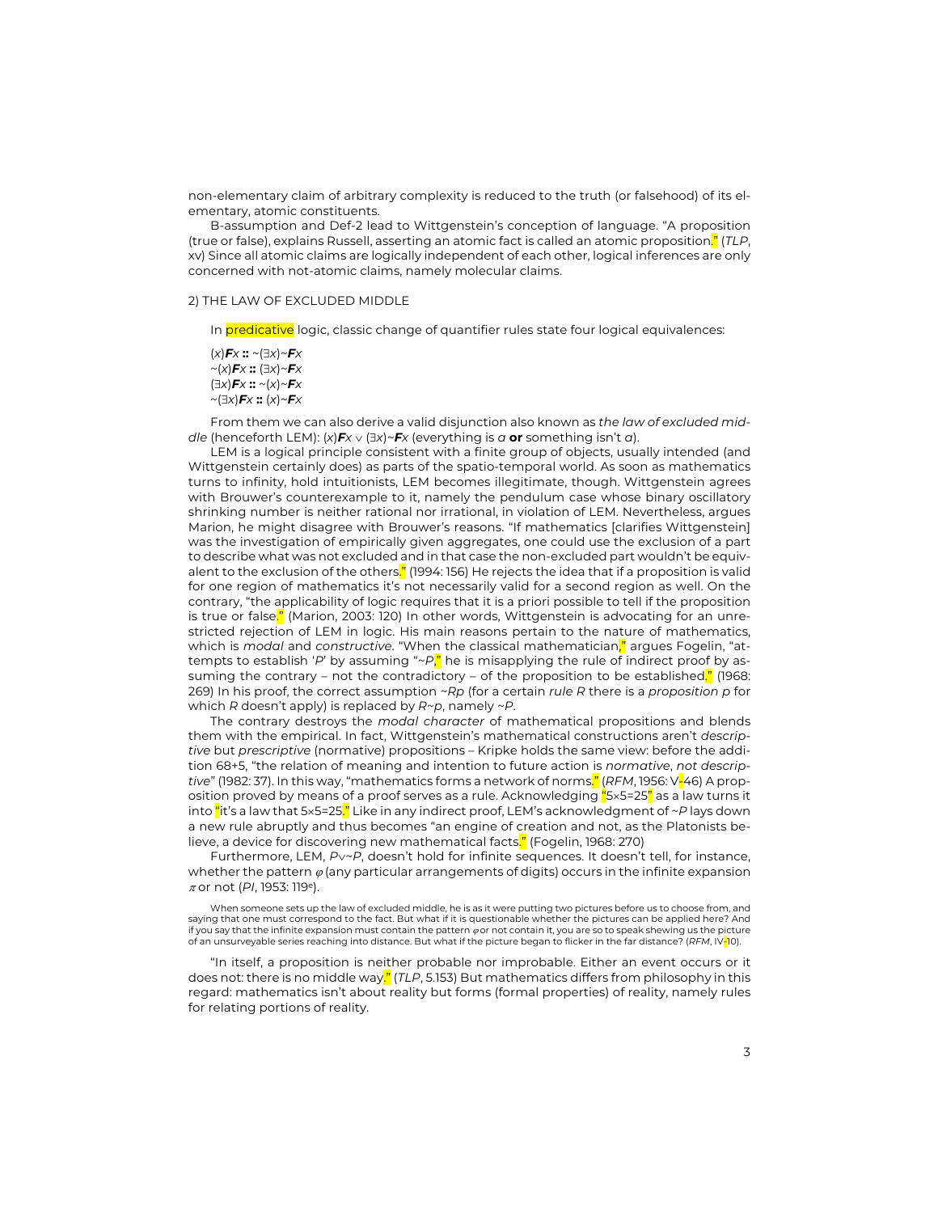non-elementary claim of arbitrary complexity is reduced to the truth (or falsehood) of its elementary, atomic constituents.

B-assumption and Def-2 lead to Wittgenstein's conception of language. "A proposition (true or false), explains Russell, asserting an atomic fact is called an atomic proposition." (*TLP*, xv) Since all atomic claims are logically independent of each other, logical inferences are only concerned with not-atomic claims, namely molecular claims.

## 2) THE LAW OF EXCLUDED MIDDLE

In predicative logic, classic change of quantifier rules state four logical equivalences:

$(x)\boldsymbol{F}x$ **::** $\sim(\exists x)\sim\boldsymbol{F}x$
$\sim(x)\boldsymbol{F}x$ **::** $(\exists x)\sim\boldsymbol{F}x$
$(\exists x)\boldsymbol{F}x$ **::** $\sim(x)\sim\boldsymbol{F}x$
$\sim(\exists x)\boldsymbol{F}x$ **::** $(x)\sim\boldsymbol{F}x$

From them we can also derive a valid disjunction also known as *the law of excluded middle* (henceforth LEM): $(x)\boldsymbol{F}x \vee (\exists x)\sim\boldsymbol{F}x$ (everything is *a* **or** something isn't *a*).

LEM is a logical principle consistent with a finite group of objects, usually intended (and Wittgenstein certainly does) as parts of the spatio-temporal world. As soon as mathematics turns to infinity, hold intuitionists, LEM becomes illegitimate, though. Wittgenstein agrees with Brouwer's counterexample to it, namely the pendulum case whose binary oscillatory shrinking number is neither rational nor irrational, in violation of LEM. Nevertheless, argues Marion, he might disagree with Brouwer's reasons. "If mathematics [clarifies Wittgenstein] was the investigation of empirically given aggregates, one could use the exclusion of a part to describe what was not excluded and in that case the non-excluded part wouldn't be equivalent to the exclusion of the others." (1994: 156) He rejects the idea that if a proposition is valid for one region of mathematics it's not necessarily valid for a second region as well. On the contrary, "the applicability of logic requires that it is a priori possible to tell if the proposition is true or false." (Marion, 2003: 120) In other words, Wittgenstein is advocating for an unrestricted rejection of LEM in logic. His main reasons pertain to the nature of mathematics, which is *modal* and *constructive*. "When the classical mathematician," argues Fogelin, "attempts to establish '*P*' by assuming "~*P*," he is misapplying the rule of indirect proof by assuming the contrary – not the contradictory – of the proposition to be established." (1968: 269) In his proof, the correct assumption ~*Rp* (for a certain *rule R* there is a *proposition p* for which *R* doesn't apply) is replaced by *R*~*p*, namely ~*P*.

The contrary destroys the *modal character* of mathematical propositions and blends them with the empirical. In fact, Wittgenstein's mathematical constructions aren't *descriptive* but *prescriptive* (normative) propositions – Kripke holds the same view: before the addition 68+5, "the relation of meaning and intention to future action is *normative*, *not descriptive*" (1982: 37). In this way, "mathematics forms a network of norms." (*RFM*, 1956: V-46) A proposition proved by means of a proof serves as a rule. Acknowledging "5×5=25" as a law turns it into "it's a law that 5×5=25." Like in any indirect proof, LEM's acknowledgment of ~*P* lays down a new rule abruptly and thus becomes "an engine of creation and not, as the Platonists believe, a device for discovering new mathematical facts." (Fogelin, 1968: 270)

Furthermore, LEM, *P*∨~*P*, doesn't hold for infinite sequences. It doesn't tell, for instance, whether the pattern $\varphi$ (any particular arrangements of digits) occurs in the infinite expansion $\pi$ or not (*PI*, 1953: 119[e]).

> When someone sets up the law of excluded middle, he is as it were putting two pictures before us to choose from, and saying that one must correspond to the fact. But what if it is questionable whether the pictures can be applied here? And if you say that the infinite expansion must contain the pattern $\varphi$ or not contain it, you are so to speak shewing us the picture of an unsurveyable series reaching into distance. But what if the picture began to flicker in the far distance? (*RFM*, IV-10).

"In itself, a proposition is neither probable nor improbable. Either an event occurs or it does not: there is no middle way." (*TLP*, 5.153) But mathematics differs from philosophy in this regard: mathematics isn't about reality but forms (formal properties) of reality, namely rules for relating portions of reality.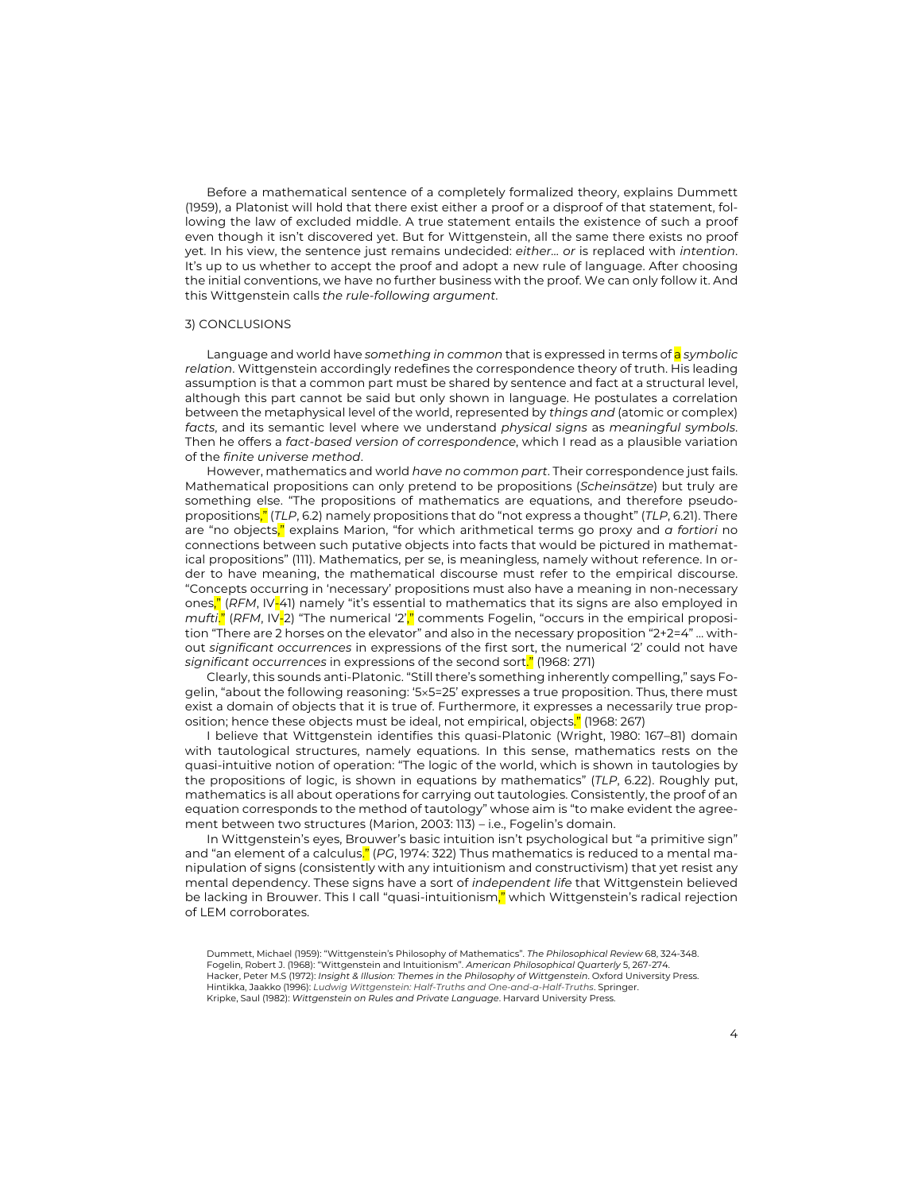Before a mathematical sentence of a completely formalized theory, explains Dummett (1959), a Platonist will hold that there exist either a proof or a disproof of that statement, following the law of excluded middle. A true statement entails the existence of such a proof even though it isn't discovered yet. But for Wittgenstein, all the same there exists no proof yet. In his view, the sentence just remains undecided: *either… or* is replaced with *intention*. It's up to us whether to accept the proof and adopt a new rule of language. After choosing the initial conventions, we have no further business with the proof. We can only follow it. And this Wittgenstein calls *the rule-following argument*.

## 3) CONCLUSIONS

Language and world have *something in common* that is expressed in terms of a *symbolic relation*. Wittgenstein accordingly redefines the correspondence theory of truth. His leading assumption is that a common part must be shared by sentence and fact at a structural level, although this part cannot be said but only shown in language. He postulates a correlation between the metaphysical level of the world, represented by *things and* (atomic or complex) *facts*, and its semantic level where we understand *physical signs* as *meaningful symbols*. Then he offers a *fact-based version of correspondence*, which I read as a plausible variation of the *finite universe method*.

However, mathematics and world *have no common part*. Their correspondence just fails. Mathematical propositions can only pretend to be propositions (*Scheinsätze*) but truly are something else. "The propositions of mathematics are equations, and therefore pseudo-propositions," (*TLP*, 6.2) namely propositions that do "not express a thought" (*TLP*, 6.21). There are "no objects," explains Marion, "for which arithmetical terms go proxy and *a fortiori* no connections between such putative objects into facts that would be pictured in mathematical propositions" (111). Mathematics, per se, is meaningless, namely without reference. In order to have meaning, the mathematical discourse must refer to the empirical discourse. "Concepts occurring in 'necessary' propositions must also have a meaning in non-necessary ones," (*RFM*, IV-41) namely "it's essential to mathematics that its signs are also employed in *mufti*." (*RFM*, IV-2) "The numerical '2'," comments Fogelin, "occurs in the empirical proposition "There are 2 horses on the elevator" and also in the necessary proposition "2+2=4" … without *significant occurrences* in expressions of the first sort, the numerical '2' could not have *significant occurrences* in expressions of the second sort." (1968: 271)

Clearly, this sounds anti-Platonic. "Still there's something inherently compelling," says Fogelin, "about the following reasoning: '5×5=25' expresses a true proposition. Thus, there must exist a domain of objects that it is true of. Furthermore, it expresses a necessarily true proposition; hence these objects must be ideal, not empirical, objects." (1968: 267)

I believe that Wittgenstein identifies this quasi-Platonic (Wright, 1980: 167–81) domain with tautological structures, namely equations. In this sense, mathematics rests on the quasi-intuitive notion of operation: "The logic of the world, which is shown in tautologies by the propositions of logic, is shown in equations by mathematics" (*TLP*, 6.22). Roughly put, mathematics is all about operations for carrying out tautologies. Consistently, the proof of an equation corresponds to the method of tautology" whose aim is "to make evident the agreement between two structures (Marion, 2003: 113) – i.e., Fogelin's domain.

In Wittgenstein's eyes, Brouwer's basic intuition isn't psychological but "a primitive sign" and "an element of a calculus." (*PG*, 1974: 322) Thus mathematics is reduced to a mental manipulation of signs (consistently with any intuitionism and constructivism) that yet resist any mental dependency. These signs have a sort of *independent life* that Wittgenstein believed be lacking in Brouwer. This I call "quasi-intuitionism," which Wittgenstein's radical rejection of LEM corroborates.

Dummett, Michael (1959): "Wittgenstein's Philosophy of Mathematics". *The Philosophical Review* 68, 324-348.
Fogelin, Robert J. (1968): "Wittgenstein and Intuitionism". *American Philosophical Quarterly* 5, 267-274.
Hacker, Peter M.S (1972): *Insight & Illusion: Themes in the Philosophy of Wittgenstein*. Oxford University Press.
Hintikka, Jaakko (1996): *Ludwig Wittgenstein: Half-Truths and One-and-a-Half-Truths*. Springer.
Kripke, Saul (1982): *Wittgenstein on Rules and Private Language*. Harvard University Press.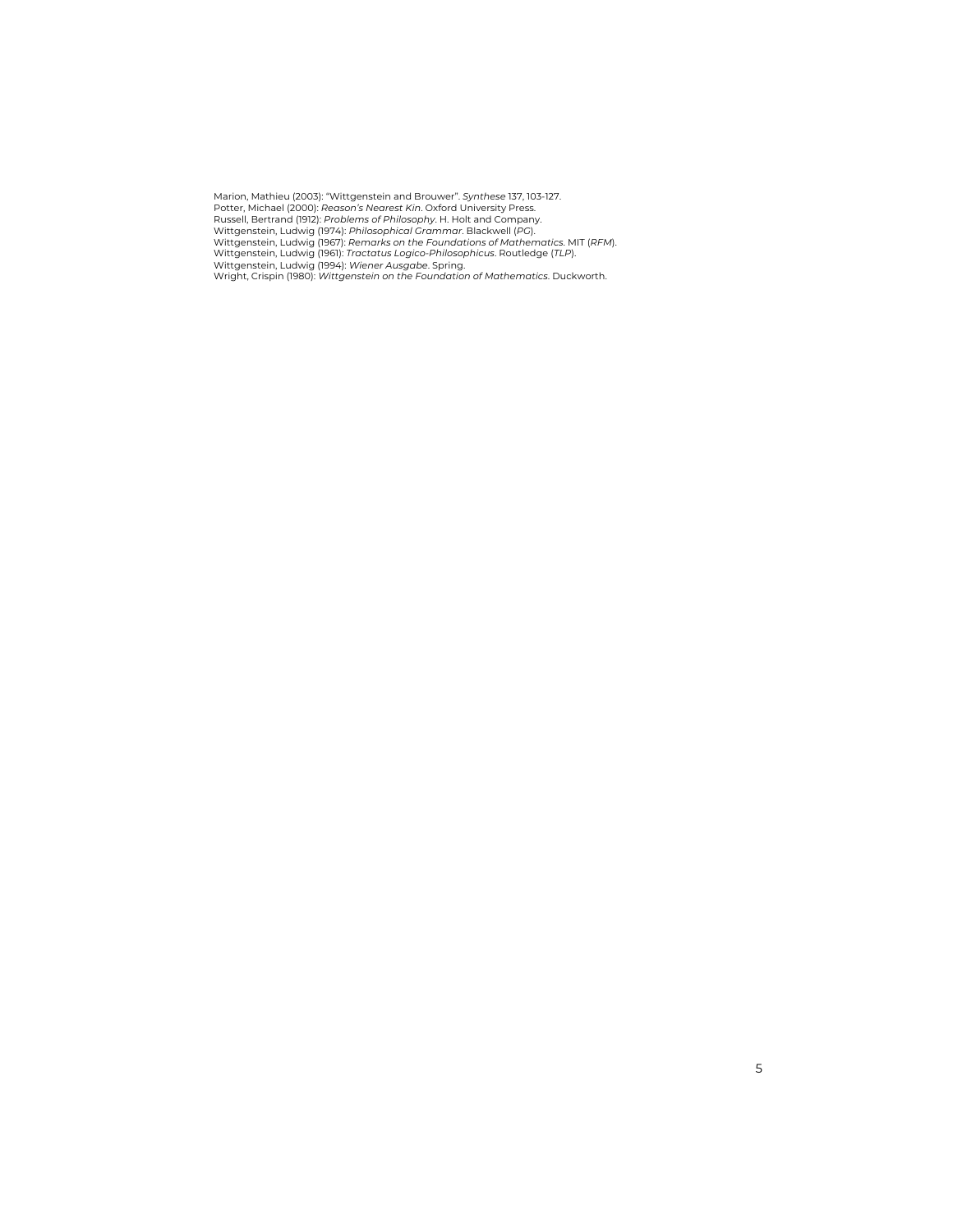Marion, Mathieu (2003): "Wittgenstein and Brouwer". *Synthese* 137, 103-127.
Potter, Michael (2000): *Reason's Nearest Kin*. Oxford University Press.
Russell, Bertrand (1912): *Problems of Philosophy*. H. Holt and Company.
Wittgenstein, Ludwig (1974): *Philosophical Grammar*. Blackwell (*PG*).
Wittgenstein, Ludwig (1967): *Remarks on the Foundations of Mathematics*. MIT (*RFM*).
Wittgenstein, Ludwig (1961): *Tractatus Logico-Philosophicus*. Routledge (*TLP*).
Wittgenstein, Ludwig (1994): *Wiener Ausgabe*. Spring.
Wright, Crispin (1980): *Wittgenstein on the Foundation of Mathematics.* Duckworth.